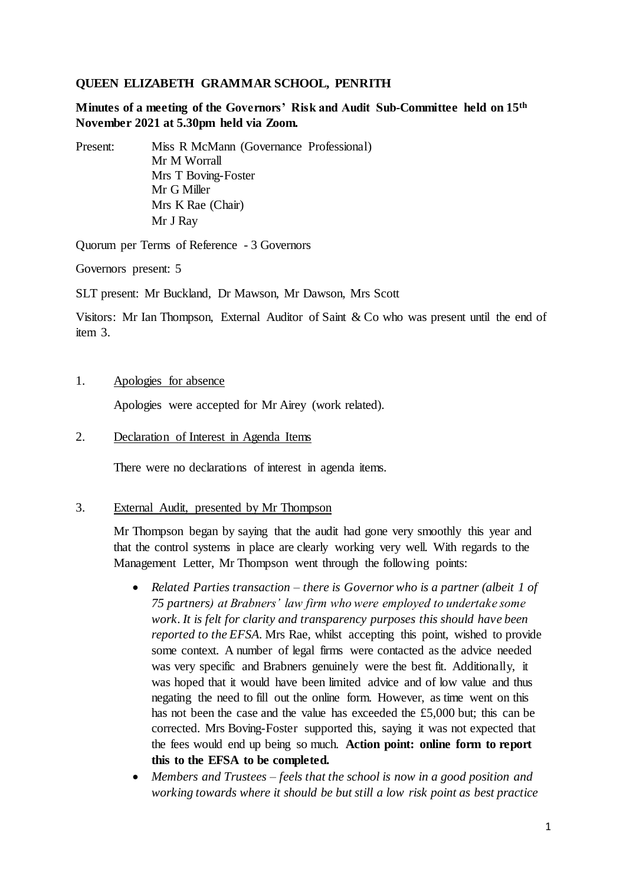**QUEEN ELIZABETH GRAMMAR SCHOOL, PENRITH**

**Minutes of a meeting of the Governors' Risk and Audit Sub-Committee held on 15th November 2021 at 5.30pm held via Zoom.**

Present: Miss R McMann (Governance Professional)
Mr M Worrall
Mrs T Boving-Foster
Mr G Miller
Mrs K Rae (Chair)
Mr J Ray

Quorum per Terms of Reference - 3 Governors

Governors present: 5

SLT present: Mr Buckland, Dr Mawson, Mr Dawson, Mrs Scott

Visitors: Mr Ian Thompson, External Auditor of Saint & Co who was present until the end of item 3.

1. Apologies for absence

   Apologies were accepted for Mr Airey (work related).

2. Declaration of Interest in Agenda Items

   There were no declarations of interest in agenda items.

3. External Audit, presented by Mr Thompson

   Mr Thompson began by saying that the audit had gone very smoothly this year and that the control systems in place are clearly working very well. With regards to the Management Letter, Mr Thompson went through the following points:

   - *Related Parties transaction – there is Governor who is a partner (albeit 1 of 75 partners) at Brabners' law firm who were employed to undertake some work. It is felt for clarity and transparency purposes this should have been reported to the EFSA.* Mrs Rae, whilst accepting this point, wished to provide some context. A number of legal firms were contacted as the advice needed was very specific and Brabners genuinely were the best fit. Additionally, it was hoped that it would have been limited advice and of low value and thus negating the need to fill out the online form. However, as time went on this has not been the case and the value has exceeded the £5,000 but; this can be corrected. Mrs Boving-Foster supported this, saying it was not expected that the fees would end up being so much. **Action point: online form to report this to the EFSA to be completed.**
   - *Members and Trustees – feels that the school is now in a good position and working towards where it should be but still a low risk point as best practice*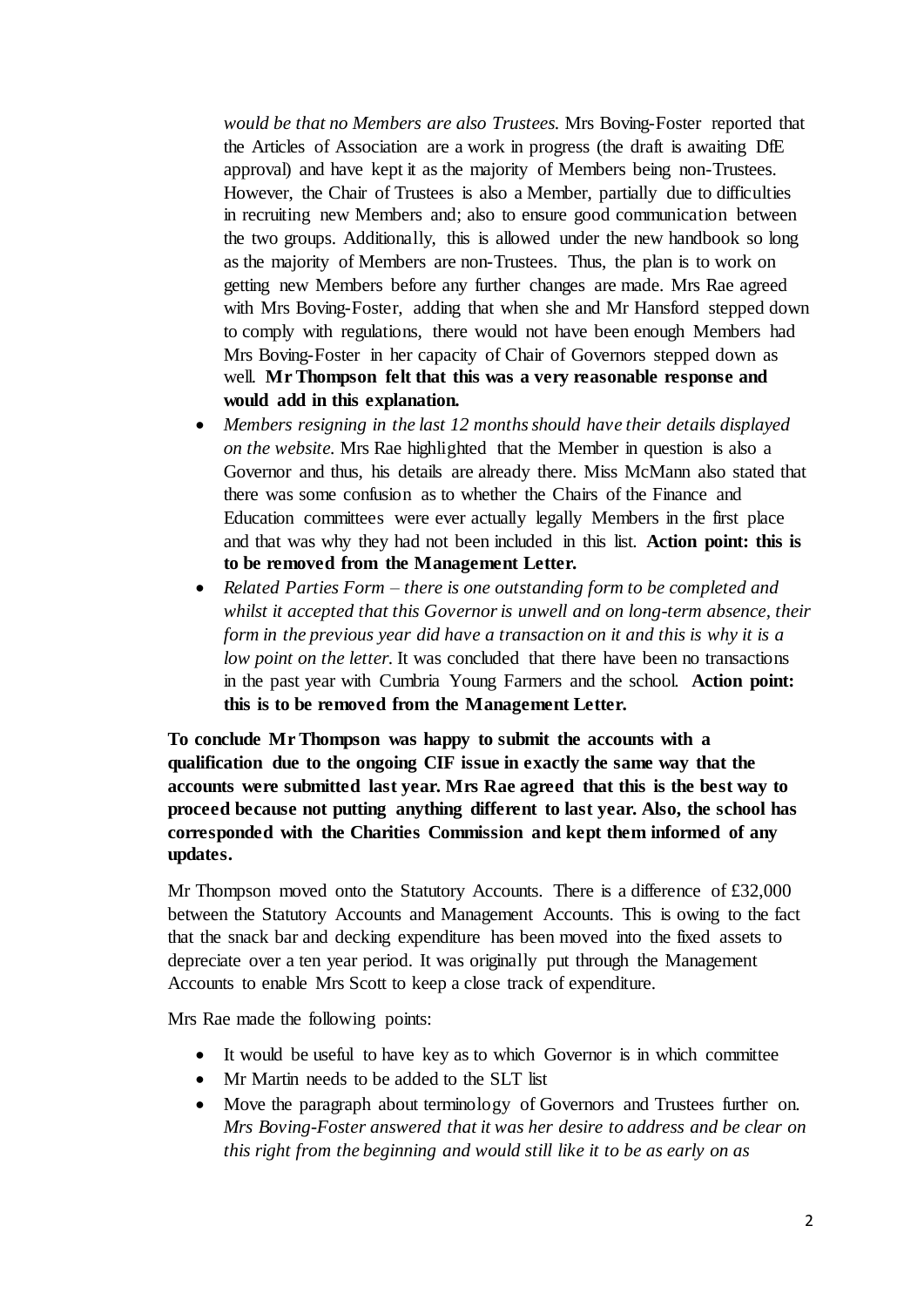*would be that no Members are also Trustees.* Mrs Boving-Foster reported that the Articles of Association are a work in progress (the draft is awaiting DfE approval) and have kept it as the majority of Members being non-Trustees. However, the Chair of Trustees is also a Member, partially due to difficulties in recruiting new Members and; also to ensure good communication between the two groups. Additionally, this is allowed under the new handbook so long as the majority of Members are non-Trustees. Thus, the plan is to work on getting new Members before any further changes are made. Mrs Rae agreed with Mrs Boving-Foster, adding that when she and Mr Hansford stepped down to comply with regulations, there would not have been enough Members had Mrs Boving-Foster in her capacity of Chair of Governors stepped down as well. **Mr Thompson felt that this was a very reasonable response and would add in this explanation.**

- *Members resigning in the last 12 months should have their details displayed on the website.* Mrs Rae highlighted that the Member in question is also a Governor and thus, his details are already there. Miss McMann also stated that there was some confusion as to whether the Chairs of the Finance and Education committees were ever actually legally Members in the first place and that was why they had not been included in this list. **Action point: this is to be removed from the Management Letter.**
- *Related Parties Form – there is one outstanding form to be completed and whilst it accepted that this Governor is unwell and on long-term absence, their form in the previous year did have a transaction on it and this is why it is a low point on the letter.* It was concluded that there have been no transactions in the past year with Cumbria Young Farmers and the school. **Action point: this is to be removed from the Management Letter.**

**To conclude Mr Thompson was happy to submit the accounts with a qualification due to the ongoing CIF issue in exactly the same way that the accounts were submitted last year. Mrs Rae agreed that this is the best way to proceed because not putting anything different to last year. Also, the school has corresponded with the Charities Commission and kept them informed of any updates.**

Mr Thompson moved onto the Statutory Accounts. There is a difference of £32,000 between the Statutory Accounts and Management Accounts. This is owing to the fact that the snack bar and decking expenditure has been moved into the fixed assets to depreciate over a ten year period. It was originally put through the Management Accounts to enable Mrs Scott to keep a close track of expenditure.

Mrs Rae made the following points:

- It would be useful to have key as to which Governor is in which committee
- Mr Martin needs to be added to the SLT list
- Move the paragraph about terminology of Governors and Trustees further on. *Mrs Boving-Foster answered that it was her desire to address and be clear on this right from the beginning and would still like it to be as early on as*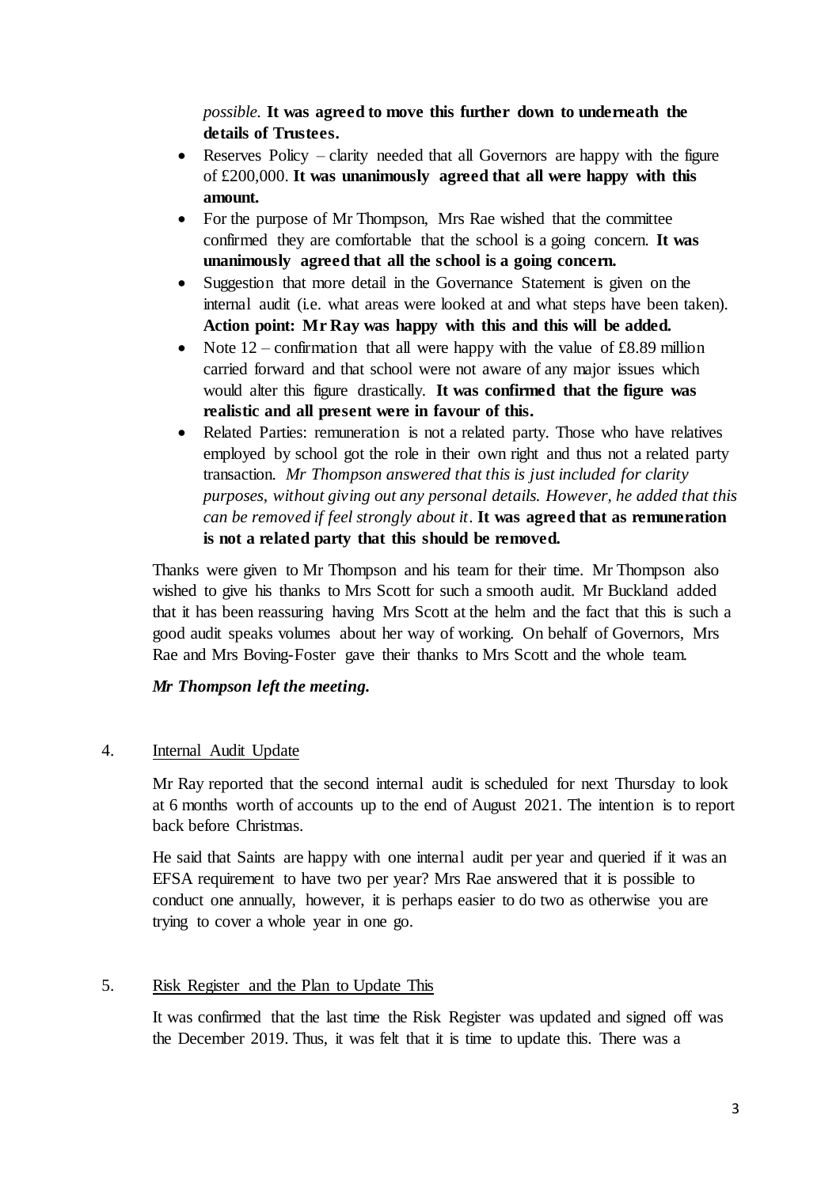*possible.* **It was agreed to move this further down to underneath the details of Trustees.**

- Reserves Policy – clarity needed that all Governors are happy with the figure of £200,000. **It was unanimously agreed that all were happy with this amount.**
- For the purpose of Mr Thompson, Mrs Rae wished that the committee confirmed they are comfortable that the school is a going concern. **It was unanimously agreed that all the school is a going concern.**
- Suggestion that more detail in the Governance Statement is given on the internal audit (i.e. what areas were looked at and what steps have been taken). **Action point: Mr Ray was happy with this and this will be added.**
- Note 12 – confirmation that all were happy with the value of £8.89 million carried forward and that school were not aware of any major issues which would alter this figure drastically. **It was confirmed that the figure was realistic and all present were in favour of this.**
- Related Parties: remuneration is not a related party. Those who have relatives employed by school got the role in their own right and thus not a related party transaction. *Mr Thompson answered that this is just included for clarity purposes, without giving out any personal details. However, he added that this can be removed if feel strongly about it*. **It was agreed that as remuneration is not a related party that this should be removed.**

Thanks were given to Mr Thompson and his team for their time. Mr Thompson also wished to give his thanks to Mrs Scott for such a smooth audit. Mr Buckland added that it has been reassuring having Mrs Scott at the helm and the fact that this is such a good audit speaks volumes about her way of working. On behalf of Governors, Mrs Rae and Mrs Boving-Foster gave their thanks to Mrs Scott and the whole team.

***Mr Thompson left the meeting.***

4. Internal Audit Update

Mr Ray reported that the second internal audit is scheduled for next Thursday to look at 6 months worth of accounts up to the end of August 2021. The intention is to report back before Christmas.

He said that Saints are happy with one internal audit per year and queried if it was an EFSA requirement to have two per year? Mrs Rae answered that it is possible to conduct one annually, however, it is perhaps easier to do two as otherwise you are trying to cover a whole year in one go.

5. Risk Register and the Plan to Update This

It was confirmed that the last time the Risk Register was updated and signed off was the December 2019. Thus, it was felt that it is time to update this. There was a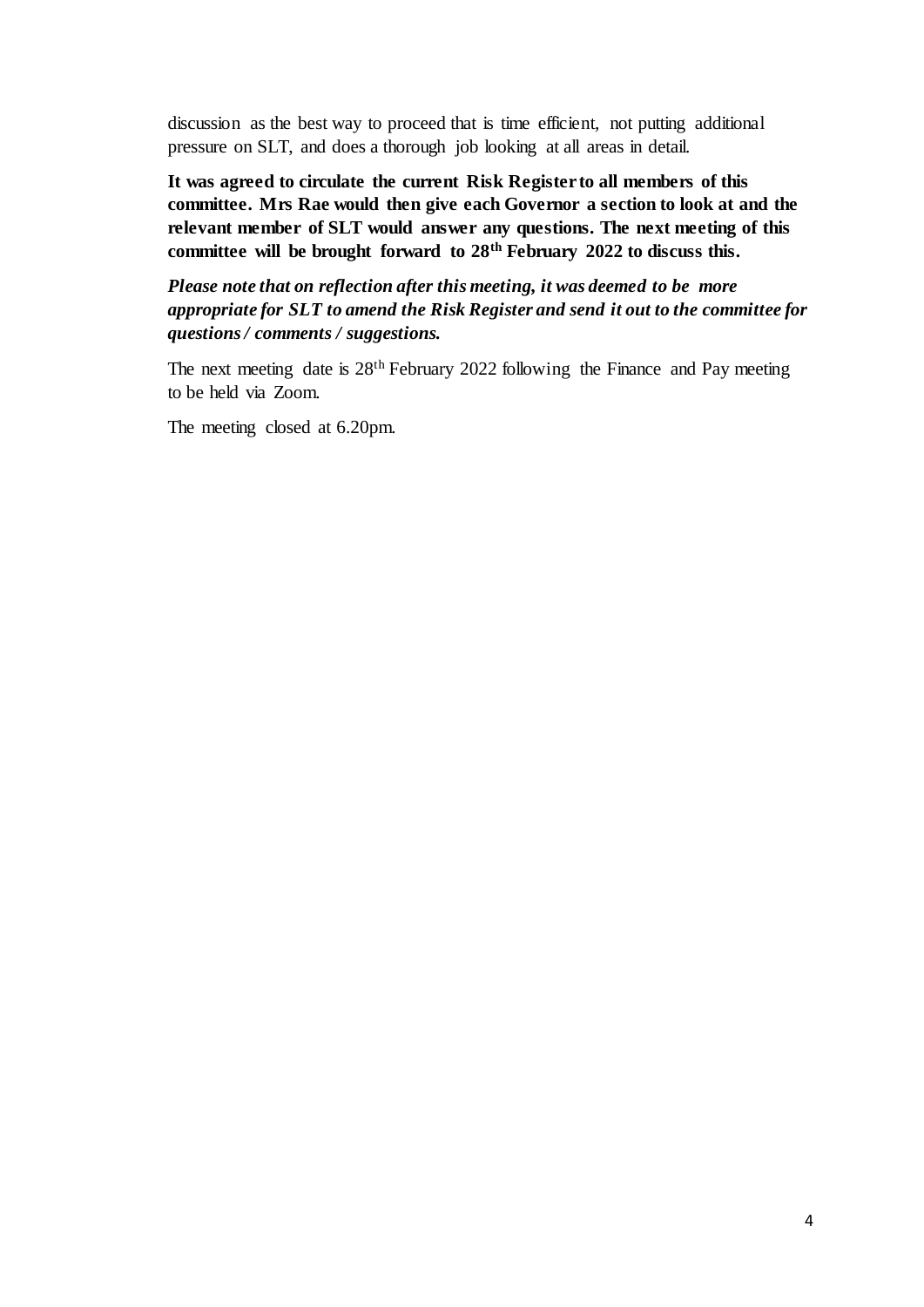discussion as the best way to proceed that is time efficient, not putting additional pressure on SLT, and does a thorough job looking at all areas in detail.

**It was agreed to circulate the current Risk Register to all members of this committee. Mrs Rae would then give each Governor a section to look at and the relevant member of SLT would answer any questions. The next meeting of this committee will be brought forward to 28th February 2022 to discuss this.**

***Please note that on reflection after this meeting, it was deemed to be more appropriate for SLT to amend the Risk Register and send it out to the committee for questions / comments / suggestions.***

The next meeting date is 28th February 2022 following the Finance and Pay meeting to be held via Zoom.

The meeting closed at 6.20pm.